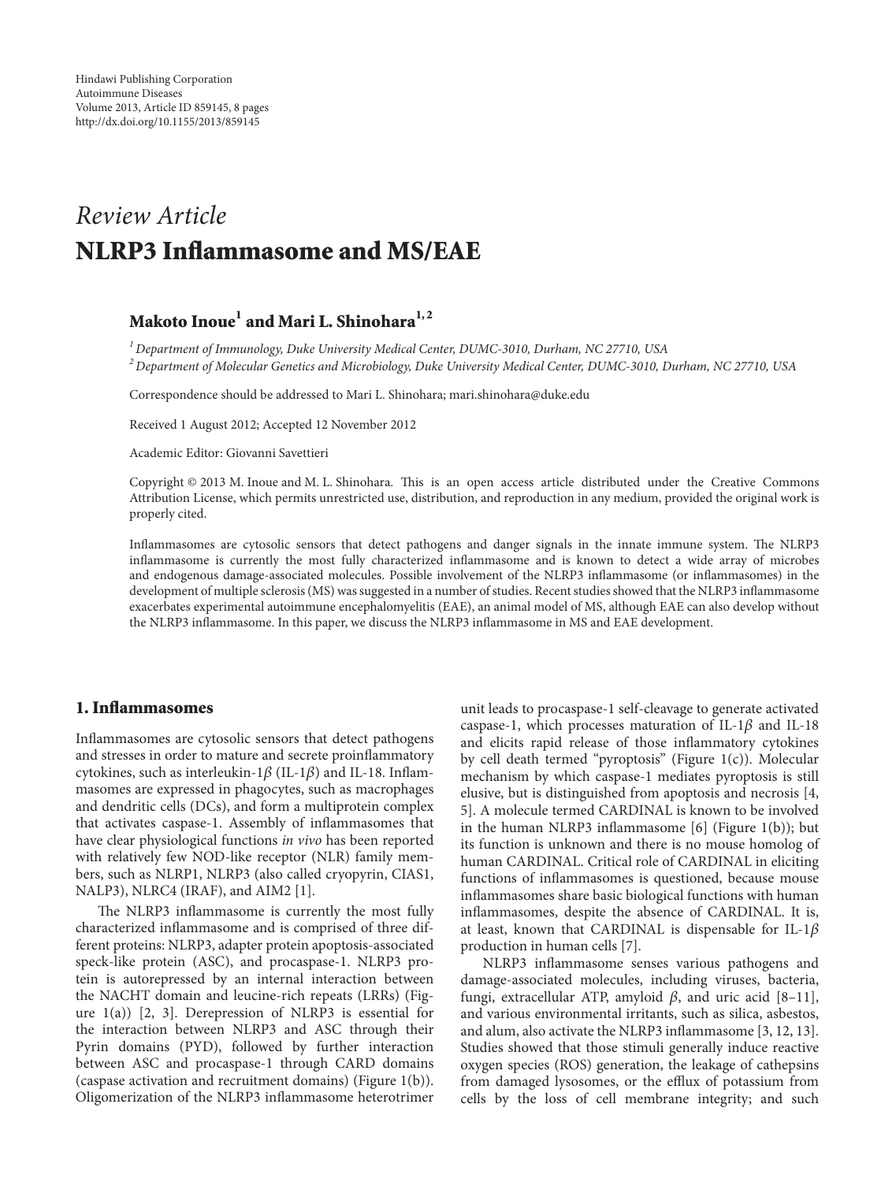Hindawi Publishing Corporation
Autoimmune Diseases
Volume 2013, Article ID 859145, 8 pages
http://dx.doi.org/10.1155/2013/859145

*Review Article*

# NLRP3 Inflammasome and MS/EAE

**Makoto Inoue[1] and Mari L. Shinohara[1,2]**

[1] *Department of Immunology, Duke University Medical Center, DUMC-3010, Durham, NC 27710, USA*
[2] *Department of Molecular Genetics and Microbiology, Duke University Medical Center, DUMC-3010, Durham, NC 27710, USA*

Correspondence should be addressed to Mari L. Shinohara; mari.shinohara@duke.edu

Received 1 August 2012; Accepted 12 November 2012

Academic Editor: Giovanni Savettieri

Copyright © 2013 M. Inoue and M. L. Shinohara. This is an open access article distributed under the Creative Commons Attribution License, which permits unrestricted use, distribution, and reproduction in any medium, provided the original work is properly cited.

Inflammasomes are cytosolic sensors that detect pathogens and danger signals in the innate immune system. The NLRP3 inflammasome is currently the most fully characterized inflammasome and is known to detect a wide array of microbes and endogenous damage-associated molecules. Possible involvement of the NLRP3 inflammasome (or inflammasomes) in the development of multiple sclerosis (MS) was suggested in a number of studies. Recent studies showed that the NLRP3 inflammasome exacerbates experimental autoimmune encephalomyelitis (EAE), an animal model of MS, although EAE can also develop without the NLRP3 inflammasome. In this paper, we discuss the NLRP3 inflammasome in MS and EAE development.

## 1. Inflammasomes

Inflammasomes are cytosolic sensors that detect pathogens and stresses in order to mature and secrete proinflammatory cytokines, such as interleukin-1$\beta$ (IL-1$\beta$) and IL-18. Inflammasomes are expressed in phagocytes, such as macrophages and dendritic cells (DCs), and form a multiprotein complex that activates caspase-1. Assembly of inflammasomes that have clear physiological functions *in vivo* has been reported with relatively few NOD-like receptor (NLR) family members, such as NLRP1, NLRP3 (also called cryopyrin, CIAS1, NALP3), NLRC4 (IRAF), and AIM2 [1].

The NLRP3 inflammasome is currently the most fully characterized inflammasome and is comprised of three different proteins: NLRP3, adapter protein apoptosis-associated speck-like protein (ASC), and procaspase-1. NLRP3 protein is autorepressed by an internal interaction between the NACHT domain and leucine-rich repeats (LRRs) (Figure 1(a)) [2, 3]. Derepression of NLRP3 is essential for the interaction between NLRP3 and ASC through their Pyrin domains (PYD), followed by further interaction between ASC and procaspase-1 through CARD domains (caspase activation and recruitment domains) (Figure 1(b)). Oligomerization of the NLRP3 inflammasome heterotrimer unit leads to procaspase-1 self-cleavage to generate activated caspase-1, which processes maturation of IL-1$\beta$ and IL-18 and elicits rapid release of those inflammatory cytokines by cell death termed "pyroptosis" (Figure 1(c)). Molecular mechanism by which caspase-1 mediates pyroptosis is still elusive, but is distinguished from apoptosis and necrosis [4, 5]. A molecule termed CARDINAL is known to be involved in the human NLRP3 inflammasome [6] (Figure 1(b)); but its function is unknown and there is no mouse homolog of human CARDINAL. Critical role of CARDINAL in eliciting functions of inflammasomes is questioned, because mouse inflammasomes share basic biological functions with human inflammasomes, despite the absence of CARDINAL. It is, at least, known that CARDINAL is dispensable for IL-1$\beta$ production in human cells [7].

NLRP3 inflammasome senses various pathogens and damage-associated molecules, including viruses, bacteria, fungi, extracellular ATP, amyloid $\beta$, and uric acid [8–11], and various environmental irritants, such as silica, asbestos, and alum, also activate the NLRP3 inflammasome [3, 12, 13]. Studies showed that those stimuli generally induce reactive oxygen species (ROS) generation, the leakage of cathepsins from damaged lysosomes, or the efflux of potassium from cells by the loss of cell membrane integrity; and such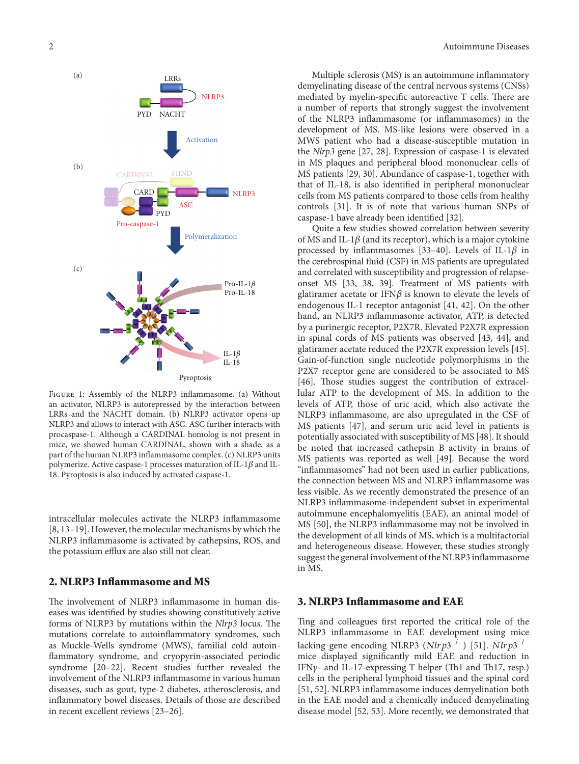FIGURE 1: Assembly of the NLRP3 inflammasome. (a) Without an activator, NLRP3 is autorepressed by the interaction between LRRs and the NACHT domain. (b) NLRP3 activator opens up NLRP3 and allows to interact with ASC. ASC further interacts with procaspase-1. Although a CARDINAL homolog is not present in mice, we showed human CARDINAL, shown with a shade, as a part of the human NLRP3 inflammasome complex. (c) NLRP3 units polymerize. Active caspase-1 processes maturation of IL-1$\beta$ and IL-18. Pyroptosis is also induced by activated caspase-1.

intracellular molecules activate the NLRP3 inflammasome [8, 13–19]. However, the molecular mechanisms by which the NLRP3 inflammasome is activated by cathepsins, ROS, and the potassium efflux are also still not clear.

## 2. NLRP3 Inflammasome and MS

The involvement of NLRP3 inflammasome in human diseases was identified by studies showing constitutively active forms of NLRP3 by mutations within the *Nlrp3* locus. The mutations correlate to autoinflammatory syndromes, such as Muckle-Wells syndrome (MWS), familial cold autoinflammatory syndrome, and cryopyrin-associated periodic syndrome [20–22]. Recent studies further revealed the involvement of the NLRP3 inflammasome in various human diseases, such as gout, type-2 diabetes, atherosclerosis, and inflammatory bowel diseases. Details of those are described in recent excellent reviews [23–26].

Multiple sclerosis (MS) is an autoimmune inflammatory demyelinating disease of the central nervous systems (CNSs) mediated by myelin-specific autoreactive T cells. There are a number of reports that strongly suggest the involvement of the NLRP3 inflammasome (or inflammasomes) in the development of MS. MS-like lesions were observed in a MWS patient who had a disease-susceptible mutation in the *Nlrp3* gene [27, 28]. Expression of caspase-1 is elevated in MS plaques and peripheral blood mononuclear cells of MS patients [29, 30]. Abundance of caspase-1, together with that of IL-18, is also identified in peripheral mononuclear cells from MS patients compared to those cells from healthy controls [31]. It is of note that various human SNPs of caspase-1 have already been identified [32].

Quite a few studies showed correlation between severity of MS and IL-1$\beta$ (and its receptor), which is a major cytokine processed by inflammasomes [33–40]. Levels of IL-1$\beta$ in the cerebrospinal fluid (CSF) in MS patients are upregulated and correlated with susceptibility and progression of relapse-onset MS [33, 38, 39]. Treatment of MS patients with glatiramer acetate or IFN$\beta$ is known to elevate the levels of endogenous IL-1 receptor antagonist [41, 42]. On the other hand, an NLRP3 inflammasome activator, ATP, is detected by a purinergic receptor, P2X7R. Elevated P2X7R expression in spinal cords of MS patients was observed [43, 44], and glatiramer acetate reduced the P2X7R expression levels [45]. Gain-of-function single nucleotide polymorphisms in the P2X7 receptor gene are considered to be associated to MS [46]. Those studies suggest the contribution of extracellular ATP to the development of MS. In addition to the levels of ATP, those of uric acid, which also activate the NLRP3 inflammasome, are also upregulated in the CSF of MS patients [47], and serum uric acid level in patients is potentially associated with susceptibility of MS [48]. It should be noted that increased cathepsin B activity in brains of MS patients was reported as well [49]. Because the word "inflammasomes" had not been used in earlier publications, the connection between MS and NLRP3 inflammasome was less visible. As we recently demonstrated the presence of an NLRP3 inflammasome-independent subset in experimental autoimmune encephalomyelitis (EAE), an animal model of MS [50], the NLRP3 inflammasome may not be involved in the development of all kinds of MS, which is a multifactorial and heterogeneous disease. However, these studies strongly suggest the general involvement of the NLRP3 inflammasome in MS.

## 3. NLRP3 Inflammasome and EAE

Ting and colleagues first reported the critical role of the NLRP3 inflammasome in EAE development using mice lacking gene encoding NLRP3 ($Nlrp3^{-/-}$) [51]. $Nlrp3^{-/-}$ mice displayed significantly mild EAE and reduction in IFN$\gamma$- and IL-17-expressing T helper (Th1 and Th17, resp.) cells in the peripheral lymphoid tissues and the spinal cord [51, 52]. NLRP3 inflammasome induces demyelination both in the EAE model and a chemically induced demyelinating disease model [52, 53]. More recently, we demonstrated that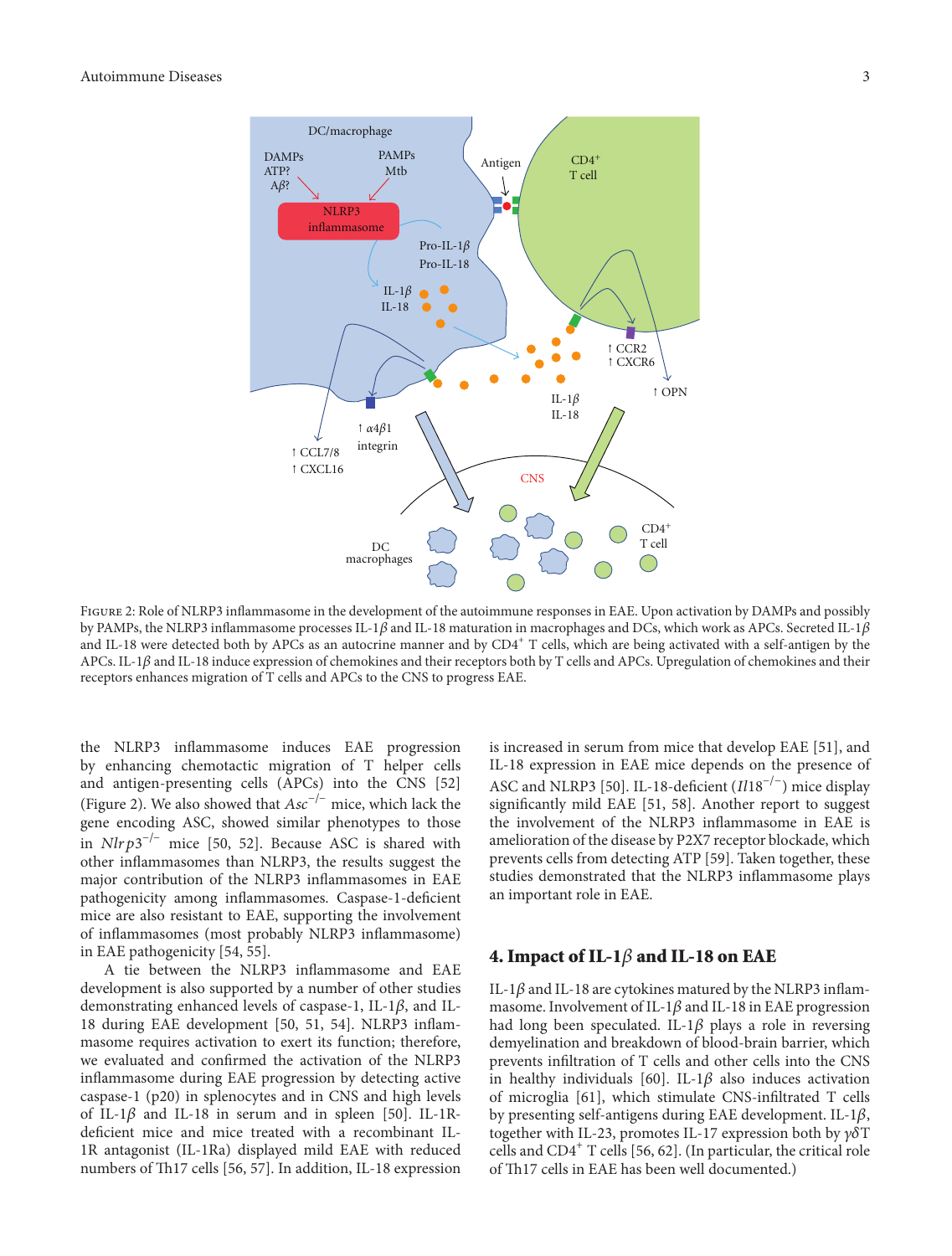Figure 2: Role of NLRP3 inflammasome in the development of the autoimmune responses in EAE. Upon activation by DAMPs and possibly by PAMPs, the NLRP3 inflammasome processes IL-1$\beta$ and IL-18 maturation in macrophages and DCs, which work as APCs. Secreted IL-1$\beta$ and IL-18 were detected both by APCs as an autocrine manner and by CD4$^+$ T cells, which are being activated with a self-antigen by the APCs. IL-1$\beta$ and IL-18 induce expression of chemokines and their receptors both by T cells and APCs. Upregulation of chemokines and their receptors enhances migration of T cells and APCs to the CNS to progress EAE.

the NLRP3 inflammasome induces EAE progression by enhancing chemotactic migration of T helper cells and antigen-presenting cells (APCs) into the CNS [52] (Figure 2). We also showed that *Asc*$^{-/-}$ mice, which lack the gene encoding ASC, showed similar phenotypes to those in *Nlrp3*$^{-/-}$ mice [50, 52]. Because ASC is shared with other inflammasomes than NLRP3, the results suggest the major contribution of the NLRP3 inflammasomes in EAE pathogenicity among inflammasomes. Caspase-1-deficient mice are also resistant to EAE, supporting the involvement of inflammasomes (most probably NLRP3 inflammasome) in EAE pathogenicity [54, 55].

A tie between the NLRP3 inflammasome and EAE development is also supported by a number of other studies demonstrating enhanced levels of caspase-1, IL-1$\beta$, and IL-18 during EAE development [50, 51, 54]. NLRP3 inflammasome requires activation to exert its function; therefore, we evaluated and confirmed the activation of the NLRP3 inflammasome during EAE progression by detecting active caspase-1 (p20) in splenocytes and in CNS and high levels of IL-1$\beta$ and IL-18 in serum and in spleen [50]. IL-1R-deficient mice and mice treated with a recombinant IL-1R antagonist (IL-1Ra) displayed mild EAE with reduced numbers of Th17 cells [56, 57]. In addition, IL-18 expression is increased in serum from mice that develop EAE [51], and IL-18 expression in EAE mice depends on the presence of ASC and NLRP3 [50]. IL-18-deficient (*Il18*$^{-/-}$) mice display significantly mild EAE [51, 58]. Another report to suggest the involvement of the NLRP3 inflammasome in EAE is amelioration of the disease by P2X7 receptor blockade, which prevents cells from detecting ATP [59]. Taken together, these studies demonstrated that the NLRP3 inflammasome plays an important role in EAE.

## 4. Impact of IL-1$\beta$ and IL-18 on EAE

IL-1$\beta$ and IL-18 are cytokines matured by the NLRP3 inflammasome. Involvement of IL-1$\beta$ and IL-18 in EAE progression had long been speculated. IL-1$\beta$ plays a role in reversing demyelination and breakdown of blood-brain barrier, which prevents infiltration of T cells and other cells into the CNS in healthy individuals [60]. IL-1$\beta$ also induces activation of microglia [61], which stimulate CNS-infiltrated T cells by presenting self-antigens during EAE development. IL-1$\beta$, together with IL-23, promotes IL-17 expression both by $\gamma\delta$T cells and CD4$^+$ T cells [56, 62]. (In particular, the critical role of Th17 cells in EAE has been well documented.)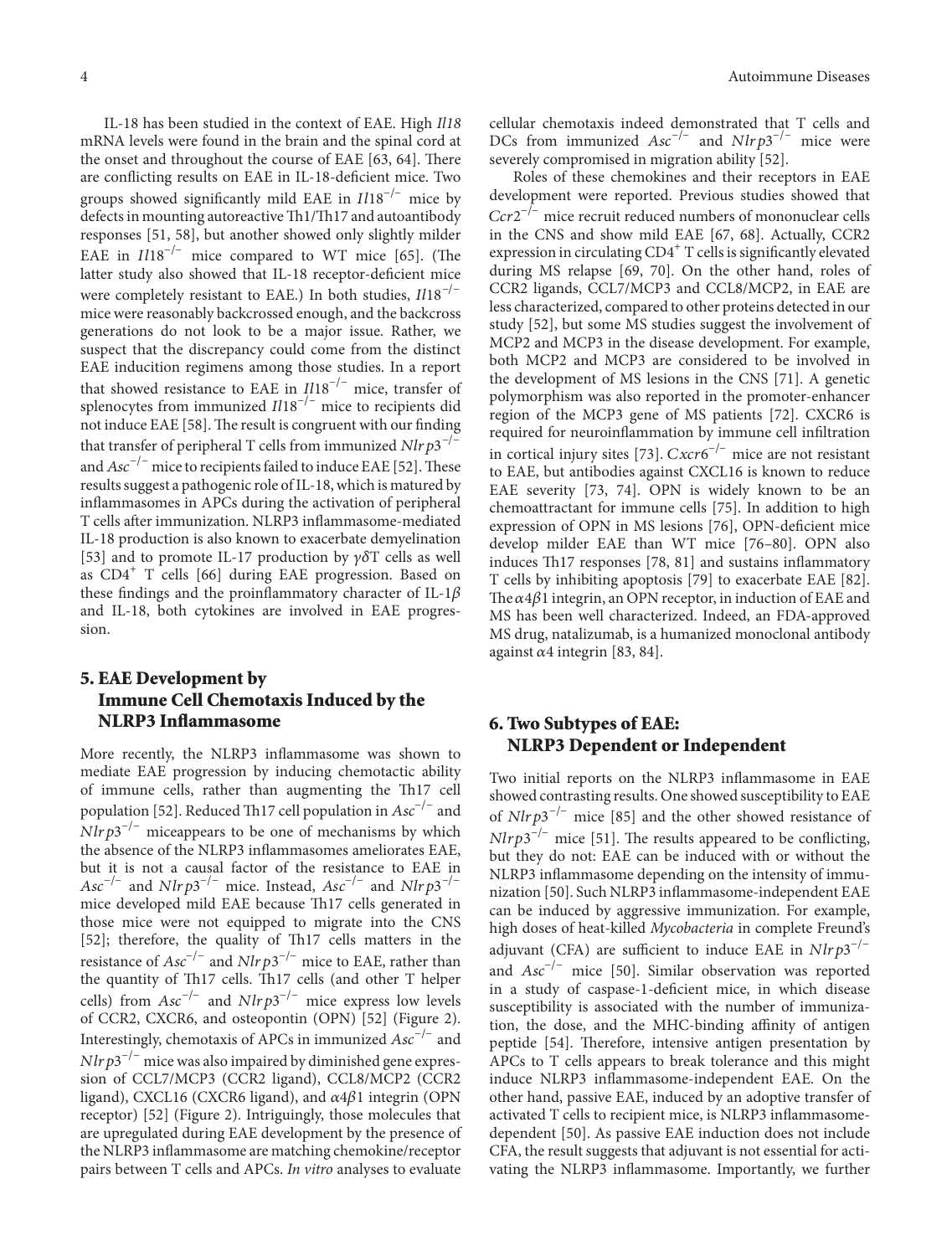IL-18 has been studied in the context of EAE. High *Il18* mRNA levels were found in the brain and the spinal cord at the onset and throughout the course of EAE [63, 64]. There are conflicting results on EAE in IL-18-deficient mice. Two groups showed significantly mild EAE in $Il18^{-/-}$ mice by defects in mounting autoreactive Th1/Th17 and autoantibody responses [51, 58], but another showed only slightly milder EAE in $Il18^{-/-}$ mice compared to WT mice [65]. (The latter study also showed that IL-18 receptor-deficient mice were completely resistant to EAE.) In both studies, $Il18^{-/-}$ mice were reasonably backcrossed enough, and the backcross generations do not look to be a major issue. Rather, we suspect that the discrepancy could come from the distinct EAE inducition regimens among those studies. In a report that showed resistance to EAE in $Il18^{-/-}$ mice, transfer of splenocytes from immunized $Il18^{-/-}$ mice to recipients did not induce EAE [58]. The result is congruent with our finding that transfer of peripheral T cells from immunized $Nlrp3^{-/-}$ and $Asc^{-/-}$ mice to recipients failed to induce EAE [52]. These results suggest a pathogenic role of IL-18, which is matured by inflammasomes in APCs during the activation of peripheral T cells after immunization. NLRP3 inflammasome-mediated IL-18 production is also known to exacerbate demyelination [53] and to promote IL-17 production by $\gamma\delta$T cells as well as $CD4^{+}$ T cells [66] during EAE progression. Based on these findings and the proinflammatory character of IL-1$\beta$ and IL-18, both cytokines are involved in EAE progression.

## 5. EAE Development by Immune Cell Chemotaxis Induced by the NLRP3 Inflammasome

More recently, the NLRP3 inflammasome was shown to mediate EAE progression by inducing chemotactic ability of immune cells, rather than augmenting the Th17 cell population [52]. Reduced Th17 cell population in $Asc^{-/-}$ and $Nlrp3^{-/-}$ miceappears to be one of mechanisms by which the absence of the NLRP3 inflammasomes ameliorates EAE, but it is not a causal factor of the resistance to EAE in $Asc^{-/-}$ and $Nlrp3^{-/-}$ mice. Instead, $Asc^{-/-}$ and $Nlrp3^{-/-}$ mice developed mild EAE because Th17 cells generated in those mice were not equipped to migrate into the CNS [52]; therefore, the quality of Th17 cells matters in the resistance of $Asc^{-/-}$ and $Nlrp3^{-/-}$ mice to EAE, rather than the quantity of Th17 cells. Th17 cells (and other T helper cells) from $Asc^{-/-}$ and $Nlrp3^{-/-}$ mice express low levels of CCR2, CXCR6, and osteopontin (OPN) [52] (Figure 2). Interestingly, chemotaxis of APCs in immunized $Asc^{-/-}$ and $Nlrp3^{-/-}$ mice was also impaired by diminished gene expression of CCL7/MCP3 (CCR2 ligand), CCL8/MCP2 (CCR2 ligand), CXCL16 (CXCR6 ligand), and $\alpha 4\beta 1$ integrin (OPN receptor) [52] (Figure 2). Intriguingly, those molecules that are upregulated during EAE development by the presence of the NLRP3 inflammasome are matching chemokine/receptor pairs between T cells and APCs. *In vitro* analyses to evaluate cellular chemotaxis indeed demonstrated that T cells and DCs from immunized $Asc^{-/-}$ and $Nlrp3^{-/-}$ mice were severely compromised in migration ability [52].

Roles of these chemokines and their receptors in EAE development were reported. Previous studies showed that $Ccr2^{-/-}$ mice recruit reduced numbers of mononuclear cells in the CNS and show mild EAE [67, 68]. Actually, CCR2 expression in circulating $CD4^{+}$ T cells is significantly elevated during MS relapse [69, 70]. On the other hand, roles of CCR2 ligands, CCL7/MCP3 and CCL8/MCP2, in EAE are less characterized, compared to other proteins detected in our study [52], but some MS studies suggest the involvement of MCP2 and MCP3 in the disease development. For example, both MCP2 and MCP3 are considered to be involved in the development of MS lesions in the CNS [71]. A genetic polymorphism was also reported in the promoter-enhancer region of the MCP3 gene of MS patients [72]. CXCR6 is required for neuroinflammation by immune cell infiltration in cortical injury sites [73]. $Cxcr6^{-/-}$ mice are not resistant to EAE, but antibodies against CXCL16 is known to reduce EAE severity [73, 74]. OPN is widely known to be an chemoattractant for immune cells [75]. In addition to high expression of OPN in MS lesions [76], OPN-deficient mice develop milder EAE than WT mice [76–80]. OPN also induces Th17 responses [78, 81] and sustains inflammatory T cells by inhibiting apoptosis [79] to exacerbate EAE [82]. The $\alpha 4\beta 1$ integrin, an OPN receptor, in induction of EAE and MS has been well characterized. Indeed, an FDA-approved MS drug, natalizumab, is a humanized monoclonal antibody against $\alpha 4$ integrin [83, 84].

## 6. Two Subtypes of EAE: NLRP3 Dependent or Independent

Two initial reports on the NLRP3 inflammasome in EAE showed contrasting results. One showed susceptibility to EAE of $Nlrp3^{-/-}$ mice [85] and the other showed resistance of $Nlrp3^{-/-}$ mice [51]. The results appeared to be conflicting, but they do not: EAE can be induced with or without the NLRP3 inflammasome depending on the intensity of immunization [50]. Such NLRP3 inflammasome-independent EAE can be induced by aggressive immunization. For example, high doses of heat-killed *Mycobacteria* in complete Freund's adjuvant (CFA) are sufficient to induce EAE in $Nlrp3^{-/-}$ and $Asc^{-/-}$ mice [50]. Similar observation was reported in a study of caspase-1-deficient mice, in which disease susceptibility is associated with the number of immunization, the dose, and the MHC-binding affinity of antigen peptide [54]. Therefore, intensive antigen presentation by APCs to T cells appears to break tolerance and this might induce NLRP3 inflammasome-independent EAE. On the other hand, passive EAE, induced by an adoptive transfer of activated T cells to recipient mice, is NLRP3 inflammasome-dependent [50]. As passive EAE induction does not include CFA, the result suggests that adjuvant is not essential for activating the NLRP3 inflammasome. Importantly, we further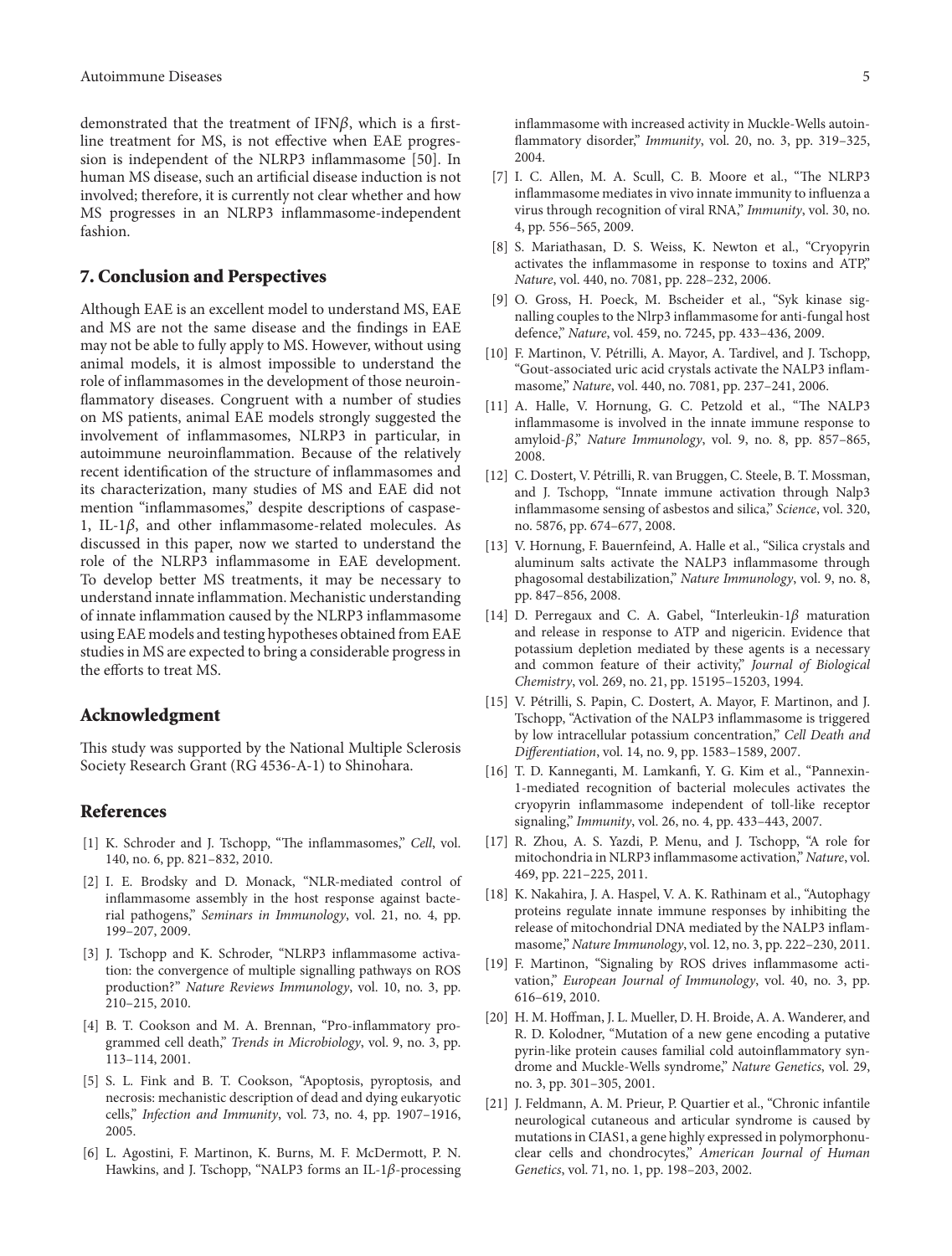demonstrated that the treatment of IFN$\beta$, which is a first-line treatment for MS, is not effective when EAE progression is independent of the NLRP3 inflammasome [50]. In human MS disease, such an artificial disease induction is not involved; therefore, it is currently not clear whether and how MS progresses in an NLRP3 inflammasome-independent fashion.

## 7. Conclusion and Perspectives

Although EAE is an excellent model to understand MS, EAE and MS are not the same disease and the findings in EAE may not be able to fully apply to MS. However, without using animal models, it is almost impossible to understand the role of inflammasomes in the development of those neuroinflammatory diseases. Congruent with a number of studies on MS patients, animal EAE models strongly suggested the involvement of inflammasomes, NLRP3 in particular, in autoimmune neuroinflammation. Because of the relatively recent identification of the structure of inflammasomes and its characterization, many studies of MS and EAE did not mention "inflammasomes," despite descriptions of caspase-1, IL-1$\beta$, and other inflammasome-related molecules. As discussed in this paper, now we started to understand the role of the NLRP3 inflammasome in EAE development. To develop better MS treatments, it may be necessary to understand innate inflammation. Mechanistic understanding of innate inflammation caused by the NLRP3 inflammasome using EAE models and testing hypotheses obtained from EAE studies in MS are expected to bring a considerable progress in the efforts to treat MS.

## Acknowledgment

This study was supported by the National Multiple Sclerosis Society Research Grant (RG 4536-A-1) to Shinohara.

## References

[1] K. Schroder and J. Tschopp, "The inflammasomes," *Cell*, vol. 140, no. 6, pp. 821–832, 2010.

[2] I. E. Brodsky and D. Monack, "NLR-mediated control of inflammasome assembly in the host response against bacterial pathogens," *Seminars in Immunology*, vol. 21, no. 4, pp. 199–207, 2009.

[3] J. Tschopp and K. Schroder, "NLRP3 inflammasome activation: the convergence of multiple signalling pathways on ROS production?" *Nature Reviews Immunology*, vol. 10, no. 3, pp. 210–215, 2010.

[4] B. T. Cookson and M. A. Brennan, "Pro-inflammatory programmed cell death," *Trends in Microbiology*, vol. 9, no. 3, pp. 113–114, 2001.

[5] S. L. Fink and B. T. Cookson, "Apoptosis, pyroptosis, and necrosis: mechanistic description of dead and dying eukaryotic cells," *Infection and Immunity*, vol. 73, no. 4, pp. 1907–1916, 2005.

[6] L. Agostini, F. Martinon, K. Burns, M. F. McDermott, P. N. Hawkins, and J. Tschopp, "NALP3 forms an IL-1$\beta$-processing inflammasome with increased activity in Muckle-Wells autoinflammatory disorder," *Immunity*, vol. 20, no. 3, pp. 319–325, 2004.

[7] I. C. Allen, M. A. Scull, C. B. Moore et al., "The NLRP3 inflammasome mediates in vivo innate immunity to influenza a virus through recognition of viral RNA," *Immunity*, vol. 30, no. 4, pp. 556–565, 2009.

[8] S. Mariathasan, D. S. Weiss, K. Newton et al., "Cryopyrin activates the inflammasome in response to toxins and ATP," *Nature*, vol. 440, no. 7081, pp. 228–232, 2006.

[9] O. Gross, H. Poeck, M. Bscheider et al., "Syk kinase signalling couples to the Nlrp3 inflammasome for anti-fungal host defence," *Nature*, vol. 459, no. 7245, pp. 433–436, 2009.

[10] F. Martinon, V. Pétrilli, A. Mayor, A. Tardivel, and J. Tschopp, "Gout-associated uric acid crystals activate the NALP3 inflammasome," *Nature*, vol. 440, no. 7081, pp. 237–241, 2006.

[11] A. Halle, V. Hornung, G. C. Petzold et al., "The NALP3 inflammasome is involved in the innate immune response to amyloid-$\beta$," *Nature Immunology*, vol. 9, no. 8, pp. 857–865, 2008.

[12] C. Dostert, V. Pétrilli, R. van Bruggen, C. Steele, B. T. Mossman, and J. Tschopp, "Innate immune activation through Nalp3 inflammasome sensing of asbestos and silica," *Science*, vol. 320, no. 5876, pp. 674–677, 2008.

[13] V. Hornung, F. Bauernfeind, A. Halle et al., "Silica crystals and aluminum salts activate the NALP3 inflammasome through phagosomal destabilization," *Nature Immunology*, vol. 9, no. 8, pp. 847–856, 2008.

[14] D. Perregaux and C. A. Gabel, "Interleukin-1$\beta$ maturation and release in response to ATP and nigericin. Evidence that potassium depletion mediated by these agents is a necessary and common feature of their activity," *Journal of Biological Chemistry*, vol. 269, no. 21, pp. 15195–15203, 1994.

[15] V. Pétrilli, S. Papin, C. Dostert, A. Mayor, F. Martinon, and J. Tschopp, "Activation of the NALP3 inflammasome is triggered by low intracellular potassium concentration," *Cell Death and Differentiation*, vol. 14, no. 9, pp. 1583–1589, 2007.

[16] T. D. Kanneganti, M. Lamkanfi, Y. G. Kim et al., "Pannexin-1-mediated recognition of bacterial molecules activates the cryopyrin inflammasome independent of toll-like receptor signaling," *Immunity*, vol. 26, no. 4, pp. 433–443, 2007.

[17] R. Zhou, A. S. Yazdi, P. Menu, and J. Tschopp, "A role for mitochondria in NLRP3 inflammasome activation," *Nature*, vol. 469, pp. 221–225, 2011.

[18] K. Nakahira, J. A. Haspel, V. A. K. Rathinam et al., "Autophagy proteins regulate innate immune responses by inhibiting the release of mitochondrial DNA mediated by the NALP3 inflammasome," *Nature Immunology*, vol. 12, no. 3, pp. 222–230, 2011.

[19] F. Martinon, "Signaling by ROS drives inflammasome activation," *European Journal of Immunology*, vol. 40, no. 3, pp. 616–619, 2010.

[20] H. M. Hoffman, J. L. Mueller, D. H. Broide, A. A. Wanderer, and R. D. Kolodner, "Mutation of a new gene encoding a putative pyrin-like protein causes familial cold autoinflammatory syndrome and Muckle-Wells syndrome," *Nature Genetics*, vol. 29, no. 3, pp. 301–305, 2001.

[21] J. Feldmann, A. M. Prieur, P. Quartier et al., "Chronic infantile neurological cutaneous and articular syndrome is caused by mutations in CIAS1, a gene highly expressed in polymorphonuclear cells and chondrocytes," *American Journal of Human Genetics*, vol. 71, no. 1, pp. 198–203, 2002.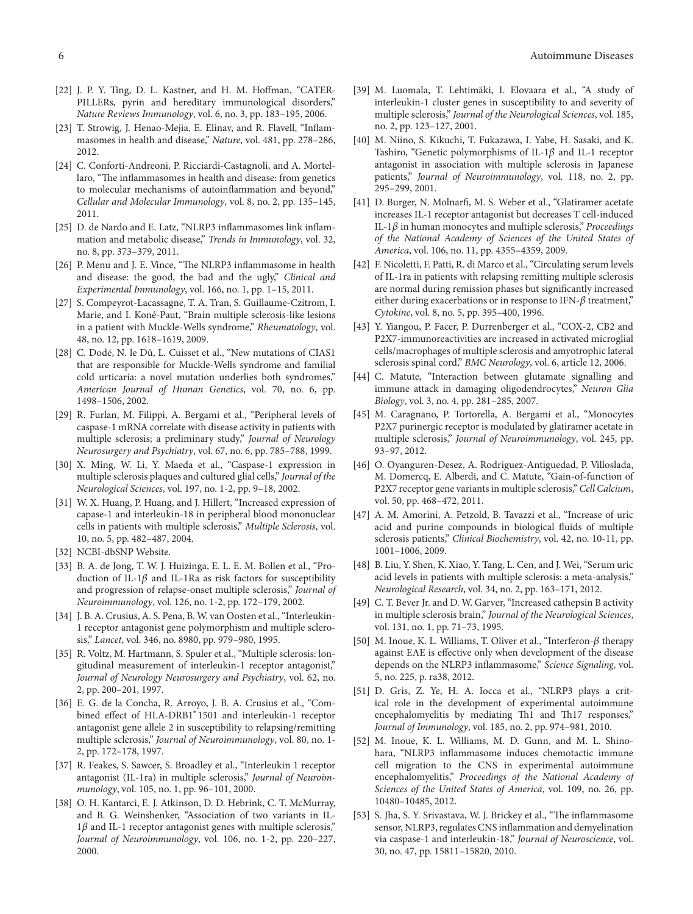[22] J. P. Y. Ting, D. L. Kastner, and H. M. Hoffman, "CATERPILLERs, pyrin and hereditary immunological disorders," *Nature Reviews Immunology*, vol. 6, no. 3, pp. 183–195, 2006.

[23] T. Strowig, J. Henao-Mejia, E. Elinav, and R. Flavell, "Inflammasomes in health and disease," *Nature*, vol. 481, pp. 278–286, 2012.

[24] C. Conforti-Andreoni, P. Ricciardi-Castagnoli, and A. Mortellaro, "The inflammasomes in health and disease: from genetics to molecular mechanisms of autoinflammation and beyond," *Cellular and Molecular Immunology*, vol. 8, no. 2, pp. 135–145, 2011.

[25] D. de Nardo and E. Latz, "NLRP3 inflammasomes link inflammation and metabolic disease," *Trends in Immunology*, vol. 32, no. 8, pp. 373–379, 2011.

[26] P. Menu and J. E. Vince, "The NLRP3 inflammasome in health and disease: the good, the bad and the ugly," *Clinical and Experimental Immunology*, vol. 166, no. 1, pp. 1–15, 2011.

[27] S. Compeyrot-Lacassagne, T. A. Tran, S. Guillaume-Czitrom, I. Marie, and I. Koné-Paut, "Brain multiple sclerosis-like lesions in a patient with Muckle-Wells syndrome," *Rheumatology*, vol. 48, no. 12, pp. 1618–1619, 2009.

[28] C. Dodé, N. le Dû, L. Cuisset et al., "New mutations of CIAS1 that are responsible for Muckle-Wells syndrome and familial cold urticaria: a novel mutation underlies both syndromes," *American Journal of Human Genetics*, vol. 70, no. 6, pp. 1498–1506, 2002.

[29] R. Furlan, M. Filippi, A. Bergami et al., "Peripheral levels of caspase-1 mRNA correlate with disease activity in patients with multiple sclerosis; a preliminary study," *Journal of Neurology Neurosurgery and Psychiatry*, vol. 67, no. 6, pp. 785–788, 1999.

[30] X. Ming, W. Li, Y. Maeda et al., "Caspase-1 expression in multiple sclerosis plaques and cultured glial cells," *Journal of the Neurological Sciences*, vol. 197, no. 1-2, pp. 9–18, 2002.

[31] W. X. Huang, P. Huang, and J. Hillert, "Increased expression of capase-1 and interleukin-18 in peripheral blood mononuclear cells in patients with multiple sclerosis," *Multiple Sclerosis*, vol. 10, no. 5, pp. 482–487, 2004.

[32] NCBI-dbSNP Website.

[33] B. A. de Jong, T. W. J. Huizinga, E. L. E. M. Bollen et al., "Production of IL-1$\beta$ and IL-1Ra as risk factors for susceptibility and progression of relapse-onset multiple sclerosis," *Journal of Neuroimmunology*, vol. 126, no. 1-2, pp. 172–179, 2002.

[34] J. B. A. Crusius, A. S. Pena, B. W. van Oosten et al., "Interleukin-1 receptor antagonist gene polymorphism and multiple sclerosis," *Lancet*, vol. 346, no. 8980, pp. 979–980, 1995.

[35] R. Voltz, M. Hartmann, S. Spuler et al., "Multiple sclerosis: longitudinal measurement of interleukin-1 receptor antagonist," *Journal of Neurology Neurosurgery and Psychiatry*, vol. 62, no. 2, pp. 200–201, 1997.

[36] E. G. de la Concha, R. Arroyo, J. B. A. Crusius et al., "Combined effect of HLA-DRB1*1501 and interleukin-1 receptor antagonist gene allele 2 in susceptibility to relapsing/remitting multiple sclerosis," *Journal of Neuroimmunology*, vol. 80, no. 1-2, pp. 172–178, 1997.

[37] R. Feakes, S. Sawcer, S. Broadley et al., "Interleukin 1 receptor antagonist (IL-1ra) in multiple sclerosis," *Journal of Neuroimmunology*, vol. 105, no. 1, pp. 96–101, 2000.

[38] O. H. Kantarci, E. J. Atkinson, D. D. Hebrink, C. T. McMurray, and B. G. Weinshenker, "Association of two variants in IL-1$\beta$ and IL-1 receptor antagonist genes with multiple sclerosis," *Journal of Neuroimmunology*, vol. 106, no. 1-2, pp. 220–227, 2000.

[39] M. Luomala, T. Lehtimäki, I. Elovaara et al., "A study of interleukin-1 cluster genes in susceptibility to and severity of multiple sclerosis," *Journal of the Neurological Sciences*, vol. 185, no. 2, pp. 123–127, 2001.

[40] M. Niino, S. Kikuchi, T. Fukazawa, I. Yabe, H. Sasaki, and K. Tashiro, "Genetic polymorphisms of IL-1$\beta$ and IL-1 receptor antagonist in association with multiple sclerosis in Japanese patients," *Journal of Neuroimmunology*, vol. 118, no. 2, pp. 295–299, 2001.

[41] D. Burger, N. Molnarfi, M. S. Weber et al., "Glatiramer acetate increases IL-1 receptor antagonist but decreases T cell-induced IL-1$\beta$ in human monocytes and multiple sclerosis," *Proceedings of the National Academy of Sciences of the United States of America*, vol. 106, no. 11, pp. 4355–4359, 2009.

[42] F. Nicoletti, F. Patti, R. di Marco et al., "Circulating serum levels of IL-1ra in patients with relapsing remitting multiple sclerosis are normal during remission phases but significantly increased either during exacerbations or in response to IFN-$\beta$ treatment," *Cytokine*, vol. 8, no. 5, pp. 395–400, 1996.

[43] Y. Yiangou, P. Facer, P. Durrenberger et al., "COX-2, CB2 and P2X7-immunoreactivities are increased in activated microglial cells/macrophages of multiple sclerosis and amyotrophic lateral sclerosis spinal cord," *BMC Neurology*, vol. 6, article 12, 2006.

[44] C. Matute, "Interaction between glutamate signalling and immune attack in damaging oligodendrocytes," *Neuron Glia Biology*, vol. 3, no. 4, pp. 281–285, 2007.

[45] M. Caragnano, P. Tortorella, A. Bergami et al., "Monocytes P2X7 purinergic receptor is modulated by glatiramer acetate in multiple sclerosis," *Journal of Neuroimmunology*, vol. 245, pp. 93–97, 2012.

[46] O. Oyanguren-Desez, A. Rodriguez-Antiguedad, P. Villoslada, M. Domercq, E. Alberdi, and C. Matute, "Gain-of-function of P2X7 receptor gene variants in multiple sclerosis," *Cell Calcium*, vol. 50, pp. 468–472, 2011.

[47] A. M. Amorini, A. Petzold, B. Tavazzi et al., "Increase of uric acid and purine compounds in biological fluids of multiple sclerosis patients," *Clinical Biochemistry*, vol. 42, no. 10-11, pp. 1001–1006, 2009.

[48] B. Liu, Y. Shen, K. Xiao, Y. Tang, L. Cen, and J. Wei, "Serum uric acid levels in patients with multiple sclerosis: a meta-analysis," *Neurological Research*, vol. 34, no. 2, pp. 163–171, 2012.

[49] C. T. Bever Jr. and D. W. Garver, "Increased cathepsin B activity in multiple sclerosis brain," *Journal of the Neurological Sciences*, vol. 131, no. 1, pp. 71–73, 1995.

[50] M. Inoue, K. L. Williams, T. Oliver et al., "Interferon-$\beta$ therapy against EAE is effective only when development of the disease depends on the NLRP3 inflammasome," *Science Signaling*, vol. 5, no. 225, p. ra38, 2012.

[51] D. Gris, Z. Ye, H. A. Iocca et al., "NLRP3 plays a critical role in the development of experimental autoimmune encephalomyelitis by mediating Th1 and Th17 responses," *Journal of Immunology*, vol. 185, no. 2, pp. 974–981, 2010.

[52] M. Inoue, K. L. Williams, M. D. Gunn, and M. L. Shinohara, "NLRP3 inflammasome induces chemotactic immune cell migration to the CNS in experimental autoimmune encephalomyelitis," *Proceedings of the National Academy of Sciences of the United States of America*, vol. 109, no. 26, pp. 10480–10485, 2012.

[53] S. Jha, S. Y. Srivastava, W. J. Brickey et al., "The inflammasome sensor, NLRP3, regulates CNS inflammation and demyelination via caspase-1 and interleukin-18," *Journal of Neuroscience*, vol. 30, no. 47, pp. 15811–15820, 2010.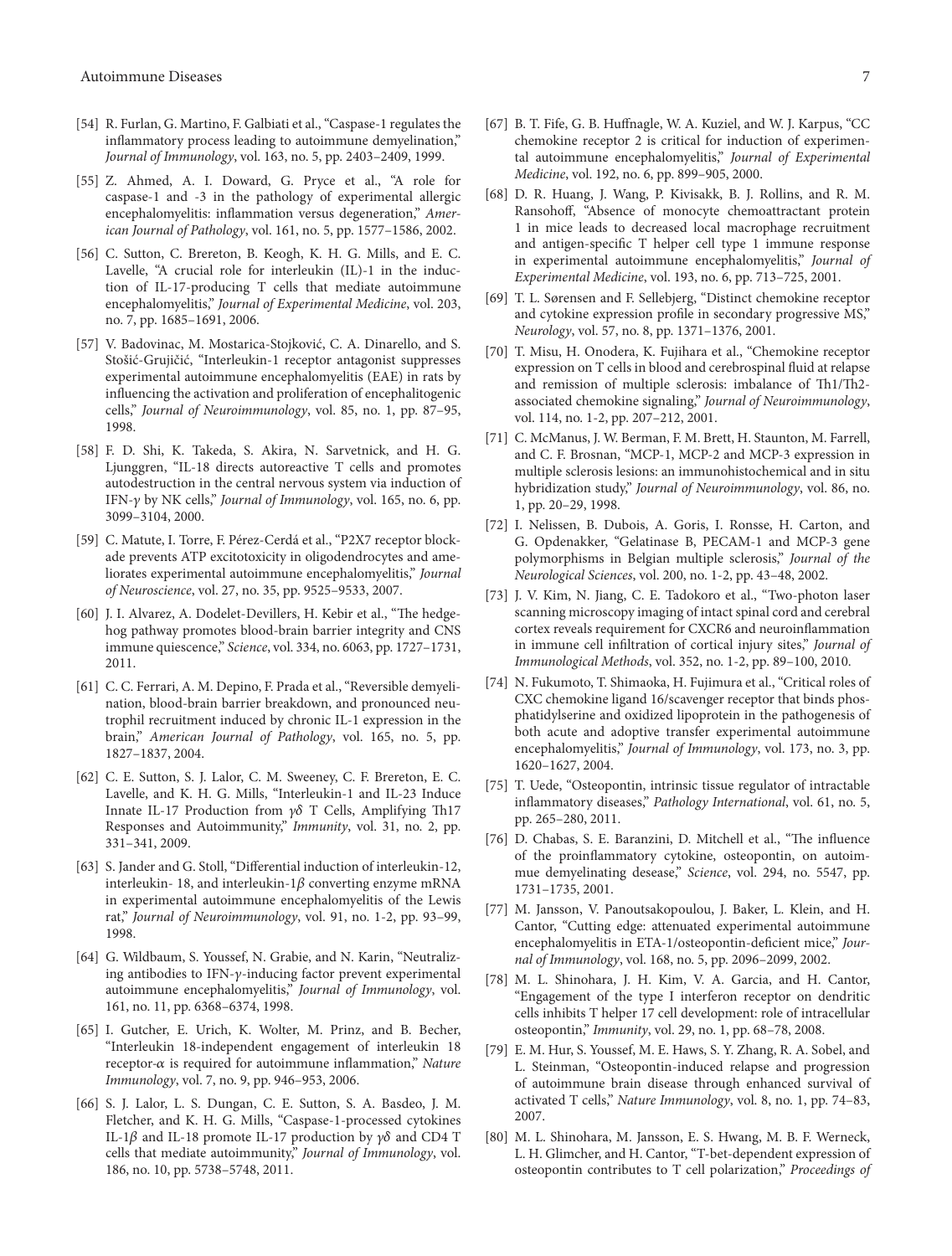[54] R. Furlan, G. Martino, F. Galbiati et al., "Caspase-1 regulates the inflammatory process leading to autoimmune demyelination," *Journal of Immunology*, vol. 163, no. 5, pp. 2403–2409, 1999.

[55] Z. Ahmed, A. I. Doward, G. Pryce et al., "A role for caspase-1 and -3 in the pathology of experimental allergic encephalomyelitis: inflammation versus degeneration," *American Journal of Pathology*, vol. 161, no. 5, pp. 1577–1586, 2002.

[56] C. Sutton, C. Brereton, B. Keogh, K. H. G. Mills, and E. C. Lavelle, "A crucial role for interleukin (IL)-1 in the induction of IL-17-producing T cells that mediate autoimmune encephalomyelitis," *Journal of Experimental Medicine*, vol. 203, no. 7, pp. 1685–1691, 2006.

[57] V. Badovinac, M. Mostarica-Stojković, C. A. Dinarello, and S. Stošić-Grujičić, "Interleukin-1 receptor antagonist suppresses experimental autoimmune encephalomyelitis (EAE) in rats by influencing the activation and proliferation of encephalitogenic cells," *Journal of Neuroimmunology*, vol. 85, no. 1, pp. 87–95, 1998.

[58] F. D. Shi, K. Takeda, S. Akira, N. Sarvetnick, and H. G. Ljunggren, "IL-18 directs autoreactive T cells and promotes autodestruction in the central nervous system via induction of IFN-$\gamma$ by NK cells," *Journal of Immunology*, vol. 165, no. 6, pp. 3099–3104, 2000.

[59] C. Matute, I. Torre, F. Pérez-Cerdá et al., "P2X7 receptor blockade prevents ATP excitotoxicity in oligodendrocytes and ameliorates experimental autoimmune encephalomyelitis," *Journal of Neuroscience*, vol. 27, no. 35, pp. 9525–9533, 2007.

[60] J. I. Alvarez, A. Dodelet-Devillers, H. Kebir et al., "The hedgehog pathway promotes blood-brain barrier integrity and CNS immune quiescence," *Science*, vol. 334, no. 6063, pp. 1727–1731, 2011.

[61] C. C. Ferrari, A. M. Depino, F. Prada et al., "Reversible demyelination, blood-brain barrier breakdown, and pronounced neutrophil recruitment induced by chronic IL-1 expression in the brain," *American Journal of Pathology*, vol. 165, no. 5, pp. 1827–1837, 2004.

[62] C. E. Sutton, S. J. Lalor, C. M. Sweeney, C. F. Brereton, E. C. Lavelle, and K. H. G. Mills, "Interleukin-1 and IL-23 Induce Innate IL-17 Production from $\gamma\delta$ T Cells, Amplifying Th17 Responses and Autoimmunity," *Immunity*, vol. 31, no. 2, pp. 331–341, 2009.

[63] S. Jander and G. Stoll, "Differential induction of interleukin-12, interleukin- 18, and interleukin-1$\beta$ converting enzyme mRNA in experimental autoimmune encephalomyelitis of the Lewis rat," *Journal of Neuroimmunology*, vol. 91, no. 1-2, pp. 93–99, 1998.

[64] G. Wildbaum, S. Youssef, N. Grabie, and N. Karin, "Neutralizing antibodies to IFN-$\gamma$-inducing factor prevent experimental autoimmune encephalomyelitis," *Journal of Immunology*, vol. 161, no. 11, pp. 6368–6374, 1998.

[65] I. Gutcher, E. Urich, K. Wolter, M. Prinz, and B. Becher, "Interleukin 18-independent engagement of interleukin 18 receptor-$\alpha$ is required for autoimmune inflammation," *Nature Immunology*, vol. 7, no. 9, pp. 946–953, 2006.

[66] S. J. Lalor, L. S. Dungan, C. E. Sutton, S. A. Basdeo, J. M. Fletcher, and K. H. G. Mills, "Caspase-1-processed cytokines IL-1$\beta$ and IL-18 promote IL-17 production by $\gamma\delta$ and CD4 T cells that mediate autoimmunity," *Journal of Immunology*, vol. 186, no. 10, pp. 5738–5748, 2011.

[67] B. T. Fife, G. B. Huffnagle, W. A. Kuziel, and W. J. Karpus, "CC chemokine receptor 2 is critical for induction of experimental autoimmune encephalomyelitis," *Journal of Experimental Medicine*, vol. 192, no. 6, pp. 899–905, 2000.

[68] D. R. Huang, J. Wang, P. Kivisakk, B. J. Rollins, and R. M. Ransohoff, "Absence of monocyte chemoattractant protein 1 in mice leads to decreased local macrophage recruitment and antigen-specific T helper cell type 1 immune response in experimental autoimmune encephalomyelitis," *Journal of Experimental Medicine*, vol. 193, no. 6, pp. 713–725, 2001.

[69] T. L. Sørensen and F. Sellebjerg, "Distinct chemokine receptor and cytokine expression profile in secondary progressive MS," *Neurology*, vol. 57, no. 8, pp. 1371–1376, 2001.

[70] T. Misu, H. Onodera, K. Fujihara et al., "Chemokine receptor expression on T cells in blood and cerebrospinal fluid at relapse and remission of multiple sclerosis: imbalance of Th1/Th2-associated chemokine signaling," *Journal of Neuroimmunology*, vol. 114, no. 1-2, pp. 207–212, 2001.

[71] C. McManus, J. W. Berman, F. M. Brett, H. Staunton, M. Farrell, and C. F. Brosnan, "MCP-1, MCP-2 and MCP-3 expression in multiple sclerosis lesions: an immunohistochemical and in situ hybridization study," *Journal of Neuroimmunology*, vol. 86, no. 1, pp. 20–29, 1998.

[72] I. Nelissen, B. Dubois, A. Goris, I. Ronsse, H. Carton, and G. Opdenakker, "Gelatinase B, PECAM-1 and MCP-3 gene polymorphisms in Belgian multiple sclerosis," *Journal of the Neurological Sciences*, vol. 200, no. 1-2, pp. 43–48, 2002.

[73] J. V. Kim, N. Jiang, C. E. Tadokoro et al., "Two-photon laser scanning microscopy imaging of intact spinal cord and cerebral cortex reveals requirement for CXCR6 and neuroinflammation in immune cell infiltration of cortical injury sites," *Journal of Immunological Methods*, vol. 352, no. 1-2, pp. 89–100, 2010.

[74] N. Fukumoto, T. Shimaoka, H. Fujimura et al., "Critical roles of CXC chemokine ligand 16/scavenger receptor that binds phosphatidylserine and oxidized lipoprotein in the pathogenesis of both acute and adoptive transfer experimental autoimmune encephalomyelitis," *Journal of Immunology*, vol. 173, no. 3, pp. 1620–1627, 2004.

[75] T. Uede, "Osteopontin, intrinsic tissue regulator of intractable inflammatory diseases," *Pathology International*, vol. 61, no. 5, pp. 265–280, 2011.

[76] D. Chabas, S. E. Baranzini, D. Mitchell et al., "The influence of the proinflammatory cytokine, osteopontin, on autoimmue demyelinating desease," *Science*, vol. 294, no. 5547, pp. 1731–1735, 2001.

[77] M. Jansson, V. Panoutsakopoulou, J. Baker, L. Klein, and H. Cantor, "Cutting edge: attenuated experimental autoimmune encephalomyelitis in ETA-1/osteopontin-deficient mice," *Journal of Immunology*, vol. 168, no. 5, pp. 2096–2099, 2002.

[78] M. L. Shinohara, J. H. Kim, V. A. Garcia, and H. Cantor, "Engagement of the type I interferon receptor on dendritic cells inhibits T helper 17 cell development: role of intracellular osteopontin," *Immunity*, vol. 29, no. 1, pp. 68–78, 2008.

[79] E. M. Hur, S. Youssef, M. E. Haws, S. Y. Zhang, R. A. Sobel, and L. Steinman, "Osteopontin-induced relapse and progression of autoimmune brain disease through enhanced survival of activated T cells," *Nature Immunology*, vol. 8, no. 1, pp. 74–83, 2007.

[80] M. L. Shinohara, M. Jansson, E. S. Hwang, M. B. F. Werneck, L. H. Glimcher, and H. Cantor, "T-bet-dependent expression of osteopontin contributes to T cell polarization," *Proceedings of*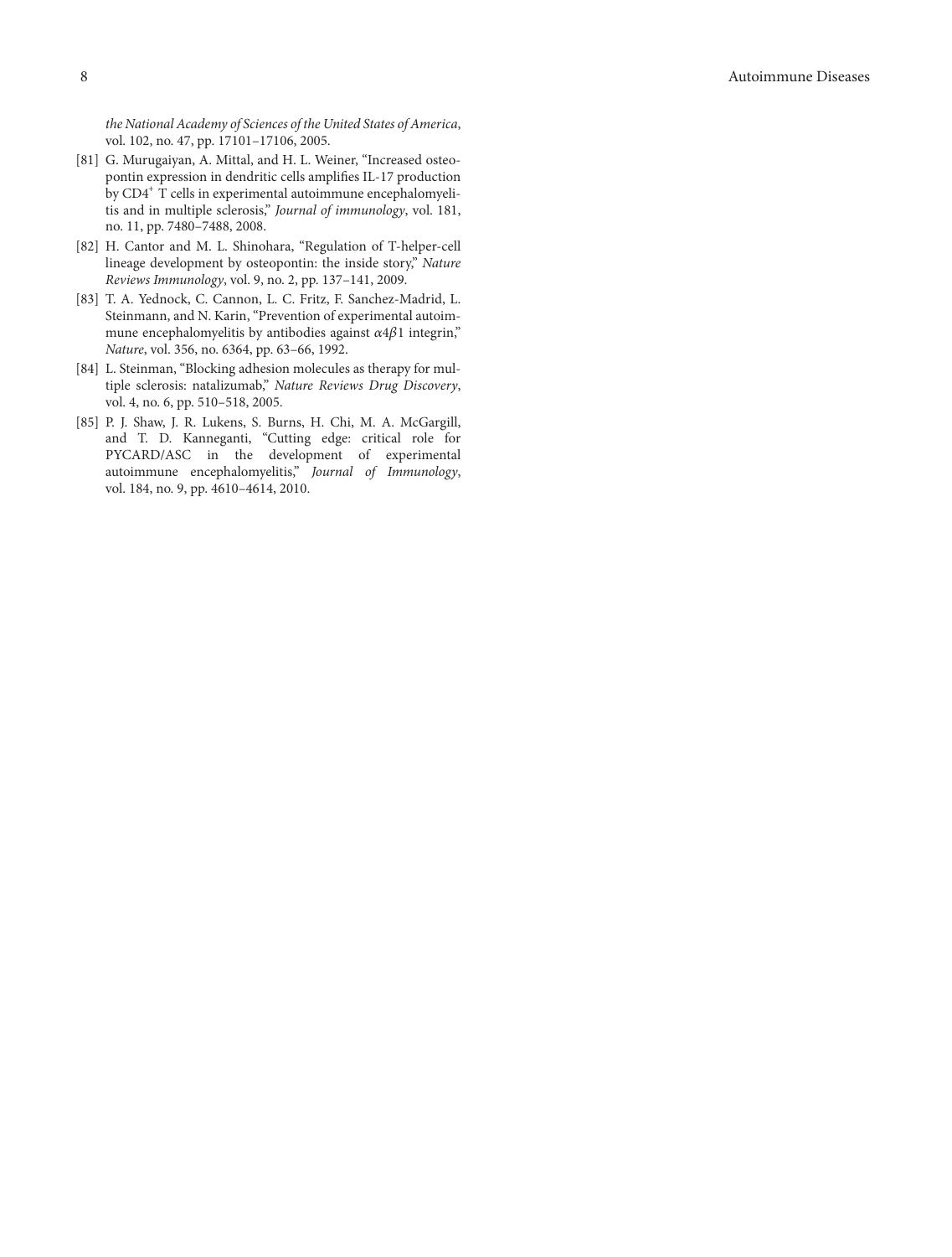*the National Academy of Sciences of the United States of America*, vol. 102, no. 47, pp. 17101–17106, 2005.

[81] G. Murugaiyan, A. Mittal, and H. L. Weiner, "Increased osteopontin expression in dendritic cells amplifies IL-17 production by $CD4^+$ T cells in experimental autoimmune encephalomyelitis and in multiple sclerosis," *Journal of immunology*, vol. 181, no. 11, pp. 7480–7488, 2008.

[82] H. Cantor and M. L. Shinohara, "Regulation of T-helper-cell lineage development by osteopontin: the inside story," *Nature Reviews Immunology*, vol. 9, no. 2, pp. 137–141, 2009.

[83] T. A. Yednock, C. Cannon, L. C. Fritz, F. Sanchez-Madrid, L. Steinmann, and N. Karin, "Prevention of experimental autoimmune encephalomyelitis by antibodies against $\alpha 4\beta 1$ integrin," *Nature*, vol. 356, no. 6364, pp. 63–66, 1992.

[84] L. Steinman, "Blocking adhesion molecules as therapy for multiple sclerosis: natalizumab," *Nature Reviews Drug Discovery*, vol. 4, no. 6, pp. 510–518, 2005.

[85] P. J. Shaw, J. R. Lukens, S. Burns, H. Chi, M. A. McGargill, and T. D. Kanneganti, "Cutting edge: critical role for PYCARD/ASC in the development of experimental autoimmune encephalomyelitis," *Journal of Immunology*, vol. 184, no. 9, pp. 4610–4614, 2010.